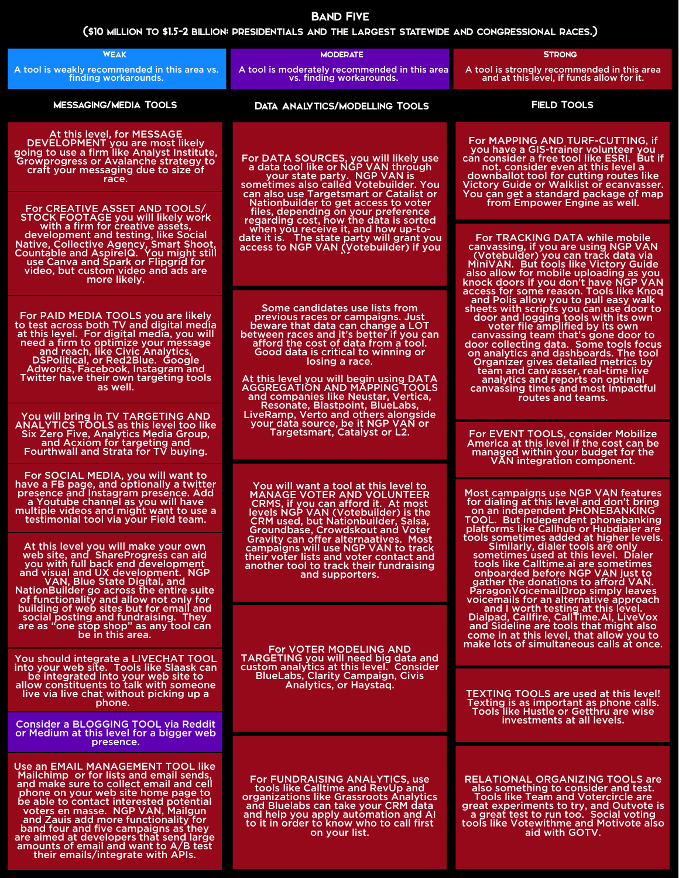# Band Five

## ($10 million to $1.5-2 billion: presidentials and the largest statewide and congressional races.)

| Weak | Moderate | Strong |
|---|---|---|
| A tool is weakly recommended in this area vs. finding workarounds. | A tool is moderately recommended in this area vs. finding workarounds. | A tool is strongly recommended in this area and at this level, if funds allow for it. |

### Messaging/Media Tools

At this level, for MESSAGE DEVELOPMENT you are most likely going to use a firm like Analyst Institute, Growprogress or Avalanche strategy to craft your messaging due to size of race.

For CREATIVE ASSET AND TOOLS/ STOCK FOOTAGE you will likely work with a firm for creative assets, development and testing, like Social Native, Collective Agency, Smart Shoot, Countable and AspireIQ. You might still use Canva and Spark or Flipgrid for video, but custom video and ads are more likely.

For PAID MEDIA TOOLS you are likely to test across both TV and digital media at this level. For digital media, you will need a firm to optimize your message and reach, like Civic Analytics, DSPolitical, or Red2Blue. Google Adwords, Facebook, Instagram and Twitter have their own targeting tools as well.

You will bring in TV TARGETING AND ANALYTICS TOOLS as this level too like Six Zero Five, Analytics Media Group, and Acxiom for targeting and Fourthwall and Strata for TV buying.

For SOCIAL MEDIA, you will want to have a FB page, and optionally a twitter presence and Instagram presence. Add a Youtube channel as you will have multiple videos and might want to use a testimonial tool via your Field team.

At this level you will make your own web site, and ShareProgress can aid you with full back end development and visual and UX development. NGP VAN, Blue State Digital, and NationBuilder go across the entire suite of functionality and allow not only for building of web sites but for email and social posting and fundraising. They are as "one stop shop" as any tool can be in this area.

You should integrate a LIVECHAT TOOL into your web site. Tools like Slaask can be integrated into your web site to allow constituents to talk with someone live via live chat without picking up a phone.

Consider a BLOGGING TOOL via Reddit or Medium at this level for a bigger web presence.

Use an EMAIL MANAGEMENT TOOL like Mailchimp or for lists and email sends, and make sure to collect email and cell phone on your web site home page to be able to contact interested potential voters en masse. NGP VAN, Mailgun and Zauis add more functionality for band four and five campaigns as they are aimed at developers that send large amounts of email and want to A/B test their emails/integrate with APIs.

### Data Analytics/Modelling Tools

For DATA SOURCES, you will likely use a data tool like or NGP VAN through your state party. NGP VAN is sometimes also called Votebuilder. You can also use Targetsmart or Catalist or Nationbuilder to get access to voter files, depending on your preference regarding cost, how the data is sorted when you receive it, and how up-to-date it is. The state party will grant you access to NGP VAN (Votebuilder) if you

Some candidates use lists from previous races or campaigns. Just beware that data can change a LOT between races and it's better if you can afford the cost of data from a tool. Good data is critical to winning or losing a race.

At this level you will begin using DATA AGGREGATION AND MAPPING TOOLS and companies like Neustar, Vertica, Resonate, Blastpoint, BlueLabs, LiveRamp, Verto and others alongside your data source, be it NGP VAN or Targetsmart, Catalyst or L2.

You will want a tool at this level to MANAGE VOTER AND VOLUNTEER CRMS, if you can afford it. At most levels NGP VAN (Votebuilder) is the CRM used, but Nationbuilder, Salsa, Groundbase, Crowdskout and Voter Gravity can offer alternaatives. Most campaigns will use NGP VAN to track their voter lists and voter contact and another tool to track their fundraising and supporters.

For VOTER MODELING AND TARGETING you will need big data and custom analytics at this level. Consider BlueLabs, Clarity Campaign, Civis Analytics, or Haystaq.

For FUNDRAISING ANALYTICS, use tools like Calltime and RevUp and organizations like Grassroots Analytics and Bluelabs can take your CRM data and help you apply automation and AI to it in order to know who to call first on your list.

### Field Tools

For MAPPING AND TURF-CUTTING, if you have a GIS-trainer volunteer you can consider a free tool like ESRI. But if not, consider even at this level a downballot tool for cutting routes like Victory Guide or Walklist or ecanvasser. You can get a standard package of map from Empower Engine as well.

For TRACKING DATA while mobile canvassing, if you are using NGP VAN (Votebuilder) you can track data via MiniVAN. But tools like Victory Guide also allow for mobile uploading as you knock doors if you don't have NGP VAN access for some reason. Tools like Knoq and Polis allow you to pull easy walk sheets with scripts you can use door to door and logging tools with its own voter file amplified by its own canvassing team that's gone door to door collecting data. Some tools focus on analytics and dashboards. The tool Organizer gives detailed metrics by team and canvasser, real-time live analytics and reports on optimal canvassing times and most impactful routes and teams.

For EVENT TOOLS, consider Mobilize America at this level if the cost can be managed within your budget for the VAN integration component.

Most campaigns use NGP VAN features for dialing at this level and don't bring on an independent PHONEBANKING TOOL. But independent phonebanking platforms like Callhub or Hubdialer are tools sometimes added at higher levels. Similarly, dialer tools are only sometimes used at this level. Dialer tools like Calltime.ai are sometimes onboarded before NGP VAN just to gather the donations to afford VAN. ParagonVoicemailDrop simply leaves voicemails for an alternative approach and I worth testing at this level. Dialpad, Callfire, CallTime.AI, LiveVox and Sideline are tools that might also come in at this level, that allow you to make lots of simultaneous calls at once.

TEXTING TOOLS are used at this level! Texting is as important as phone calls. Tools like Hustle or Getthru are wise investments at all levels.

RELATIONAL ORGANIZING TOOLS are also something to consider and test. Tools like Team and Votercircle are great experiments to try, and Outvote is a great test to run too. Social voting tools like Votewithme and Motivote also aid with GOTV.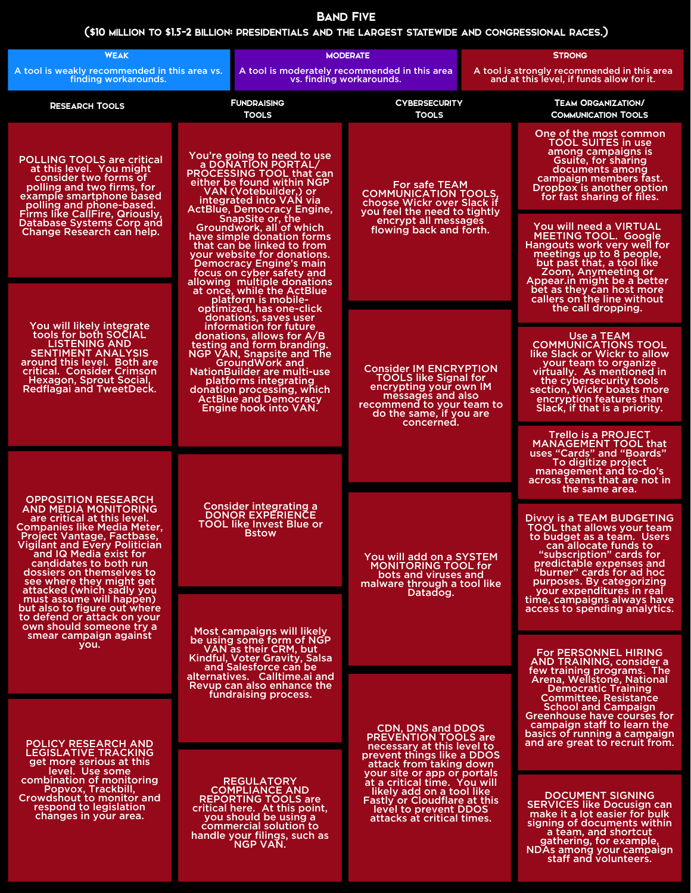# Band Five

## ($10 million to $1.5-2 billion: presidentials and the largest statewide and congressional races.)

**Weak** — A tool is weakly recommended in this area vs. finding workarounds.

**Moderate** — A tool is moderately recommended in this area vs. finding workarounds.

**Strong** — A tool is strongly recommended in this area and at this level, if funds allow for it.

### Research Tools

POLLING TOOLS are critical at this level. You might consider two forms of polling and two firms, for example smartphone based polling and phone-based. Firms like CallFire, Qriously, Database Systems Corp and Change Research can help.

You will likely integrate tools for both SOCIAL LISTENING AND SENTIMENT ANALYSIS around this level. Both are critical. Consider Crimson Hexagon, Sprout Social, Redflagai and TweetDeck.

OPPOSITION RESEARCH AND MEDIA MONITORING are critical at this level. Companies like Media Meter, Project Vantage, Factbase, Vigilant and Every Politician and IQ Media exist for candidates to both run dossiers on themselves to see where they might get attacked (which sadly you must assume will happen) but also to figure out where to defend or attack on your own should someone try a smear campaign against you.

POLICY RESEARCH AND LEGISLATIVE TRACKING get more serious at this level. Use some combination of monitoring Popvox, Trackbill, Crowdshout to monitor and respond to legislation changes in your area.

### Fundraising Tools

You're going to need to use a DONATION PORTAL/ PROCESSING TOOL that can either be found within NGP VAN (Votebuilder,) or integrated into VAN via ActBlue, Democracy Engine, SnapSite or, the Groundwork, all of which have simple donation forms that can be linked to from your website for donations. Democracy Engine's main focus on cyber safety and allowing multiple donations at once, while the ActBlue platform is mobile-optimized, has one-click donations, saves user information for future donations, allows for A/B testing and form branding. NGP VAN, Snapsite and The GroundWork and NationBuilder are multi-use platforms integrating donation processing, which ActBlue and Democracy Engine hook into VAN.

Consider integrating a DONOR EXPERIENCE TOOL like Invest Blue or Bstow

Most campaigns will likely be using some form of NGP VAN as their CRM, but Kindful, Voter Gravity, Salsa and Salesforce can be alternatives. Calltime.ai and Revup can also enhance the fundraising process.

REGULATORY COMPLIANCE AND REPORTING TOOLS are critical here. At this point, you should be using a commercial solution to handle your filings, such as NGP VAN.

### Cybersecurity Tools

For safe TEAM COMMUNICATION TOOLS, choose Wickr over Slack if you feel the need to tightly encrypt all messages flowing back and forth.

Consider IM ENCRYPTION TOOLS like Signal for encrypting your own IM messages and also recommend to your team to do the same, if you are concerned.

You will add on a SYSTEM MONITORING TOOL for bots and viruses and malware through a tool like Datadog.

CDN, DNS and DDOS PREVENTION TOOLS are necessary at this level to prevent things like a DDOS attack from taking down your site or app or portals at a critical time. You will likely add on a tool like Fastly or Cloudflare at this level to prevent DDOS attacks at critical times.

### Team Organization/ Communication Tools

One of the most common TOOL SUITES in use among campaigns is Gsuite, for sharing documents among campaign members fast. Dropbox is another option for fast sharing of files.

You will need a VIRTUAL MEETING TOOL. Google Hangouts work very well for meetings up to 8 people, but past that, a tool like Zoom, Anymeeting or Appear.in might be a better bet as they can host more callers on the line without the call dropping.

Use a TEAM COMMUNICATIONS TOOL like Slack or Wickr to allow your team to organize virtually. As mentioned in the cybersecurity tools section, Wickr boasts more encryption features than Slack, if that is a priority.

Trello is a PROJECT MANAGEMENT TOOL that uses "Cards" and "Boards" To digitize project management and to-do's across teams that are not in the same area.

Divvy is a TEAM BUDGETING TOOL that allows your team to budget as a team. Users can allocate funds to "subscription" cards for predictable expenses and "burner" cards for ad hoc purposes. By categorizing your expenditures in real time, campaigns always have access to spending analytics.

For PERSONNEL HIRING AND TRAINING, consider a few training programs. The Arena, Wellstone, National Democratic Training Committee, Resistance School and Campaign Greenhouse have courses for campaign staff to learn the basics of running a campaign and are great to recruit from.

DOCUMENT SIGNING SERVICES like Docusign can make it a lot easier for bulk signing of documents within a team, and shortcut gathering, for example, NDAs among your campaign staff and volunteers.